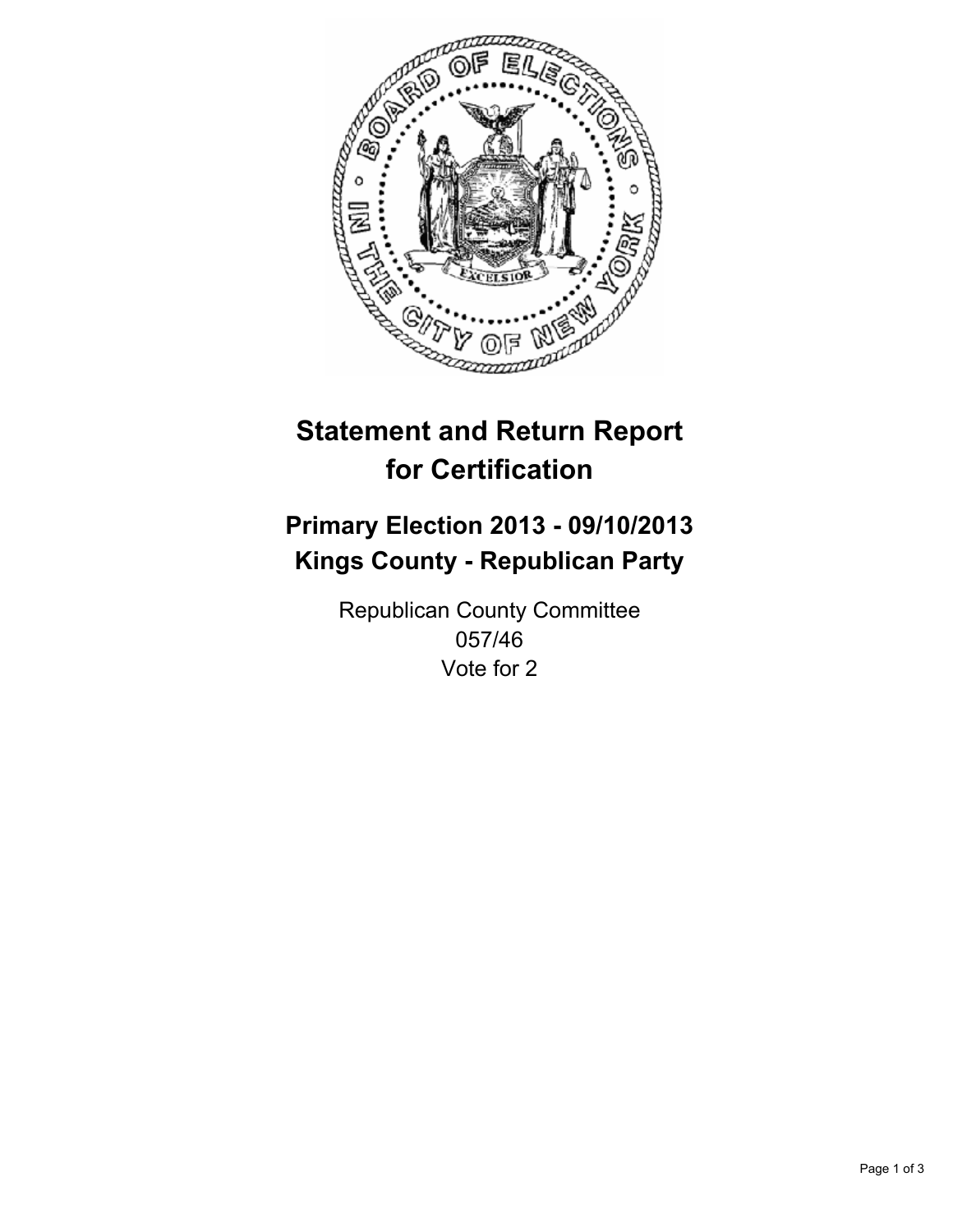# Statement and Return Report for Certification

## Primary Election 2013 - 09/10/2013
## Kings County - Republican Party

Republican County Committee
057/46
Vote for 2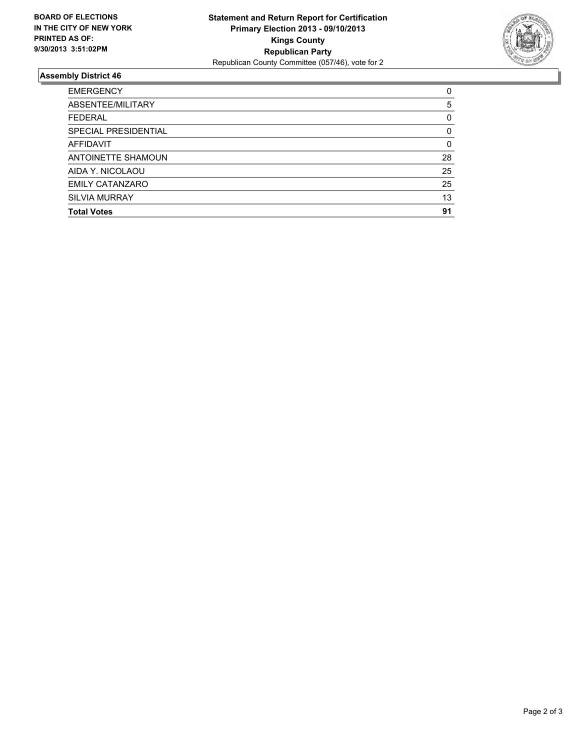**BOARD OF ELECTIONS IN THE CITY OF NEW YORK PRINTED AS OF: 9/30/2013 3:51:02PM**

**Statement and Return Report for Certification**
**Primary Election 2013 - 09/10/2013**
**Kings County**
**Republican Party**
Republican County Committee (057/46), vote for 2

## Assembly District 46

| | |
|---|---|
| EMERGENCY | 0 |
| ABSENTEE/MILITARY | 5 |
| FEDERAL | 0 |
| SPECIAL PRESIDENTIAL | 0 |
| AFFIDAVIT | 0 |
| ANTOINETTE SHAMOUN | 28 |
| AIDA Y. NICOLAOU | 25 |
| EMILY CATANZARO | 25 |
| SILVIA MURRAY | 13 |
| **Total Votes** | **91** |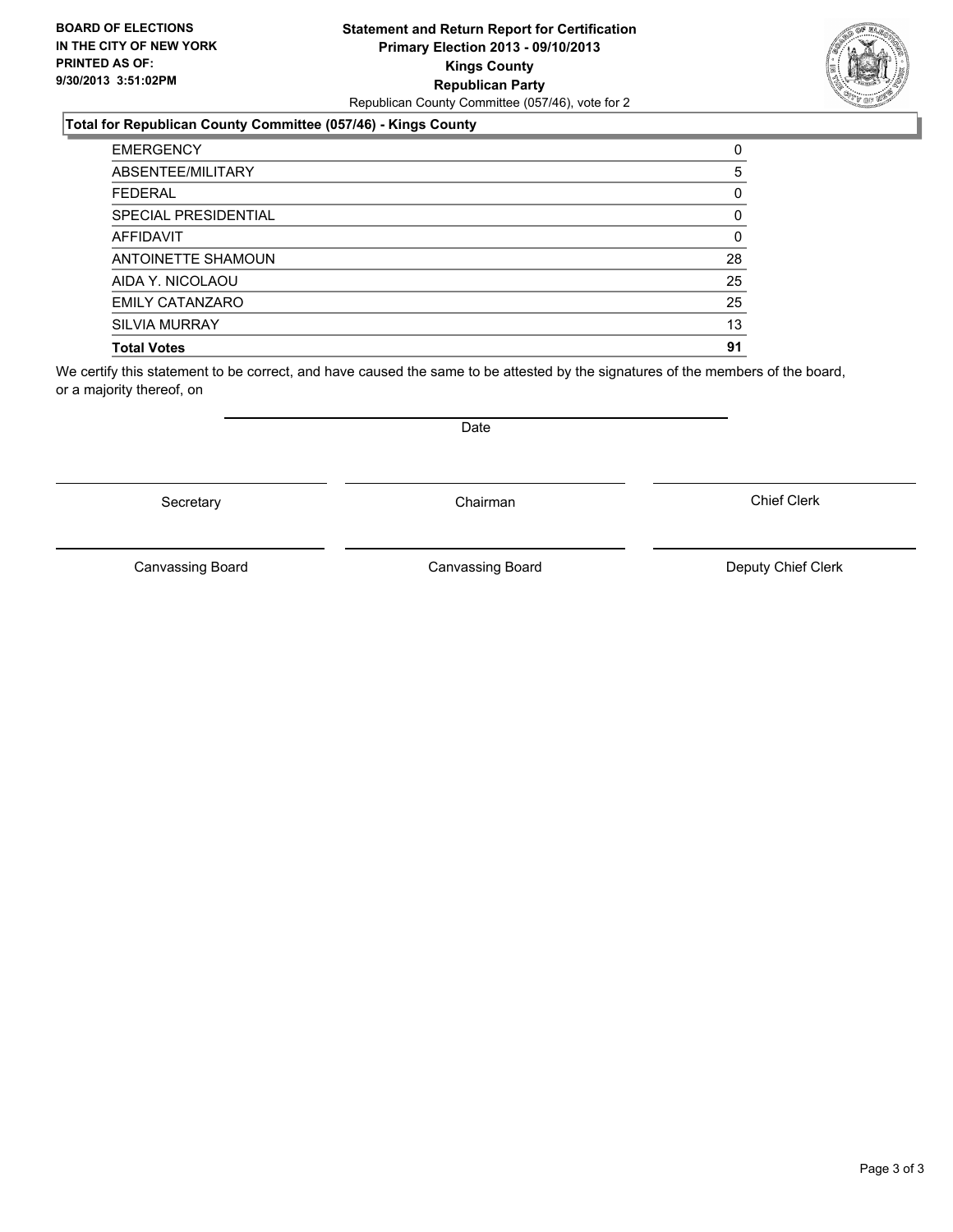**BOARD OF ELECTIONS IN THE CITY OF NEW YORK PRINTED AS OF: 9/30/2013 3:51:02PM**

**Statement and Return Report for Certification**
**Primary Election 2013 - 09/10/2013**
**Kings County**
**Republican Party**
Republican County Committee (057/46), vote for 2

### Total for Republican County Committee (057/46) - Kings County

| | |
|---|---|
| EMERGENCY | 0 |
| ABSENTEE/MILITARY | 5 |
| FEDERAL | 0 |
| SPECIAL PRESIDENTIAL | 0 |
| AFFIDAVIT | 0 |
| ANTOINETTE SHAMOUN | 28 |
| AIDA Y. NICOLAOU | 25 |
| EMILY CATANZARO | 25 |
| SILVIA MURRAY | 13 |
| **Total Votes** | **91** |

We certify this statement to be correct, and have caused the same to be attested by the signatures of the members of the board, or a majority thereof, on

Date

Secretary

Chairman

Chief Clerk

Canvassing Board

Canvassing Board

Deputy Chief Clerk